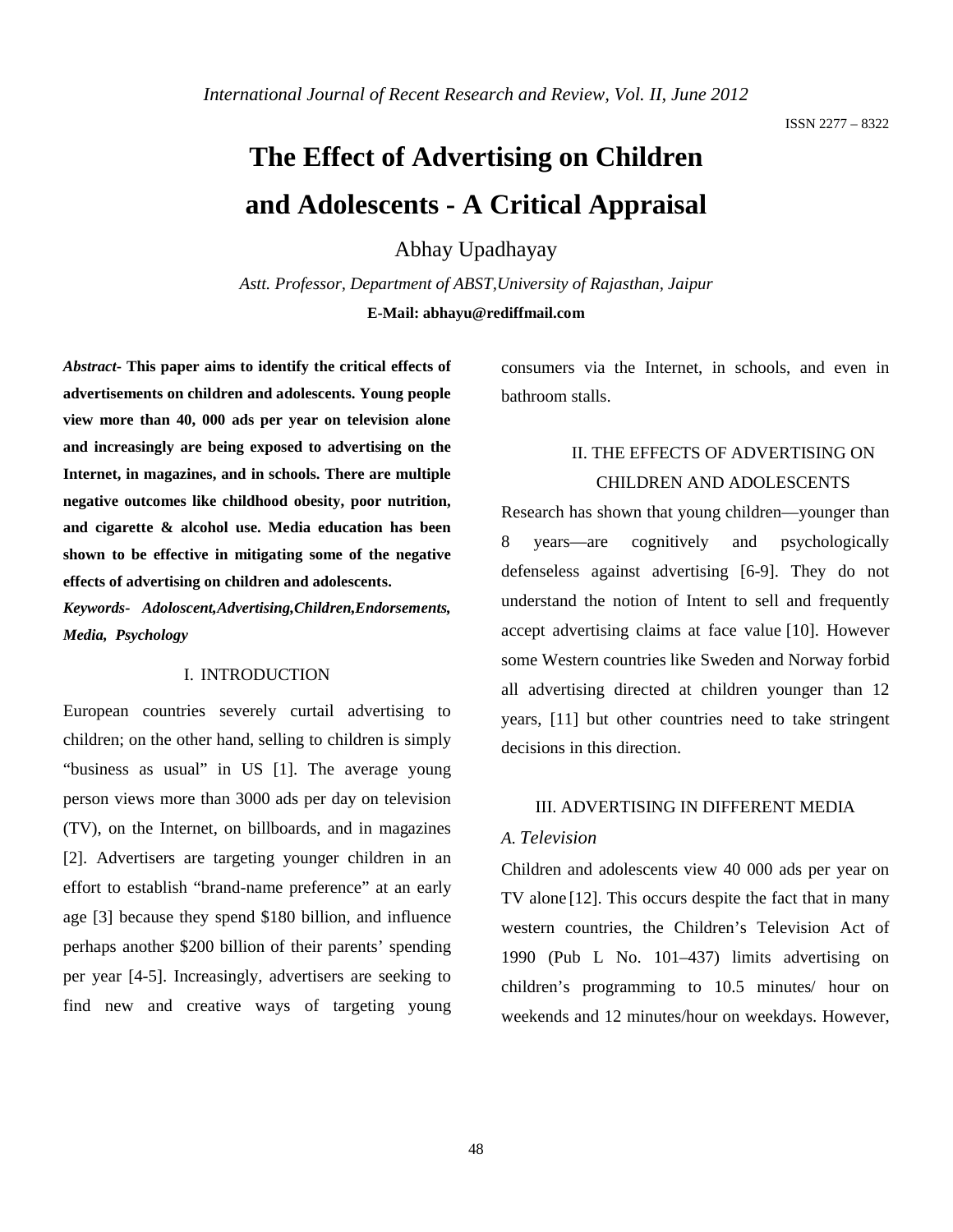ISSN 2277 – 8322

# The Effect of Advertising on Children and Adolescents - A Critical Appraisal

Abhay Upadhayay

*Astt. Professor, Department of ABST,University of Rajasthan, Jaipur*

**E-Mail: abhayu@rediffmail.com**

***Abstract*- This paper aims to identify the critical effects of advertisements on children and adolescents. Young people view more than 40, 000 ads per year on television alone and increasingly are being exposed to advertising on the Internet, in magazines, and in schools. There are multiple negative outcomes like childhood obesity, poor nutrition, and cigarette & alcohol use. Media education has been shown to be effective in mitigating some of the negative effects of advertising on children and adolescents.**

***Keywords- Adoloscent,Advertising,Children,Endorsements, Media, Psychology***

## I. INTRODUCTION

European countries severely curtail advertising to children; on the other hand, selling to children is simply "business as usual" in US [1]. The average young person views more than 3000 ads per day on television (TV), on the Internet, on billboards, and in magazines [2]. Advertisers are targeting younger children in an effort to establish "brand-name preference" at an early age [3] because they spend $180 billion, and influence perhaps another $200 billion of their parents' spending per year [4-5]. Increasingly, advertisers are seeking to find new and creative ways of targeting young consumers via the Internet, in schools, and even in bathroom stalls.

## II. THE EFFECTS OF ADVERTISING ON CHILDREN AND ADOLESCENTS

Research has shown that young children—younger than 8 years—are cognitively and psychologically defenseless against advertising [6-9]. They do not understand the notion of Intent to sell and frequently accept advertising claims at face value [10]. However some Western countries like Sweden and Norway forbid all advertising directed at children younger than 12 years, [11] but other countries need to take stringent decisions in this direction.

## III. ADVERTISING IN DIFFERENT MEDIA

### *A. Television*

Children and adolescents view 40 000 ads per year on TV alone [12]. This occurs despite the fact that in many western countries, the Children's Television Act of 1990 (Pub L No. 101–437) limits advertising on children's programming to 10.5 minutes/ hour on weekends and 12 minutes/hour on weekdays. However,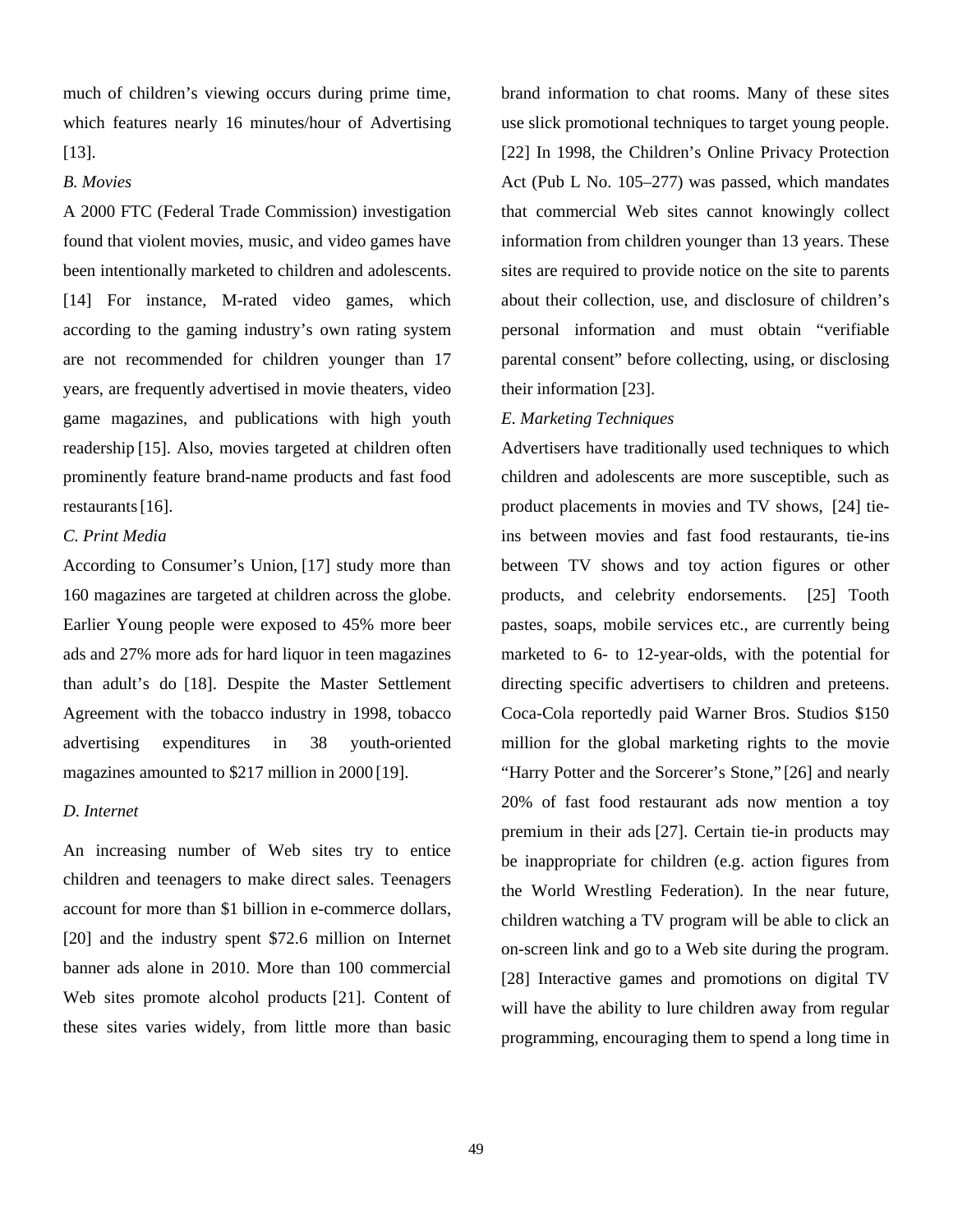much of children's viewing occurs during prime time, which features nearly 16 minutes/hour of Advertising [13].

*B. Movies*

A 2000 FTC (Federal Trade Commission) investigation found that violent movies, music, and video games have been intentionally marketed to children and adolescents. [14] For instance, M-rated video games, which according to the gaming industry's own rating system are not recommended for children younger than 17 years, are frequently advertised in movie theaters, video game magazines, and publications with high youth readership [15]. Also, movies targeted at children often prominently feature brand-name products and fast food restaurants [16].

*C. Print Media*

According to Consumer's Union, [17] study more than 160 magazines are targeted at children across the globe. Earlier Young people were exposed to 45% more beer ads and 27% more ads for hard liquor in teen magazines than adult's do [18]. Despite the Master Settlement Agreement with the tobacco industry in 1998, tobacco advertising expenditures in 38 youth-oriented magazines amounted to $217 million in 2000 [19].

*D. Internet*

An increasing number of Web sites try to entice children and teenagers to make direct sales. Teenagers account for more than $1 billion in e-commerce dollars, [20] and the industry spent $72.6 million on Internet banner ads alone in 2010. More than 100 commercial Web sites promote alcohol products [21]. Content of these sites varies widely, from little more than basic brand information to chat rooms. Many of these sites use slick promotional techniques to target young people. [22] In 1998, the Children's Online Privacy Protection Act (Pub L No. 105–277) was passed, which mandates that commercial Web sites cannot knowingly collect information from children younger than 13 years. These sites are required to provide notice on the site to parents about their collection, use, and disclosure of children's personal information and must obtain "verifiable parental consent" before collecting, using, or disclosing their information [23].

*E. Marketing Techniques*

Advertisers have traditionally used techniques to which children and adolescents are more susceptible, such as product placements in movies and TV shows, [24] tie-ins between movies and fast food restaurants, tie-ins between TV shows and toy action figures or other products, and celebrity endorsements. [25] Tooth pastes, soaps, mobile services etc., are currently being marketed to 6- to 12-year-olds, with the potential for directing specific advertisers to children and preteens. Coca-Cola reportedly paid Warner Bros. Studios $150 million for the global marketing rights to the movie "Harry Potter and the Sorcerer's Stone," [26] and nearly 20% of fast food restaurant ads now mention a toy premium in their ads [27]. Certain tie-in products may be inappropriate for children (e.g. action figures from the World Wrestling Federation). In the near future, children watching a TV program will be able to click an on-screen link and go to a Web site during the program. [28] Interactive games and promotions on digital TV will have the ability to lure children away from regular programming, encouraging them to spend a long time in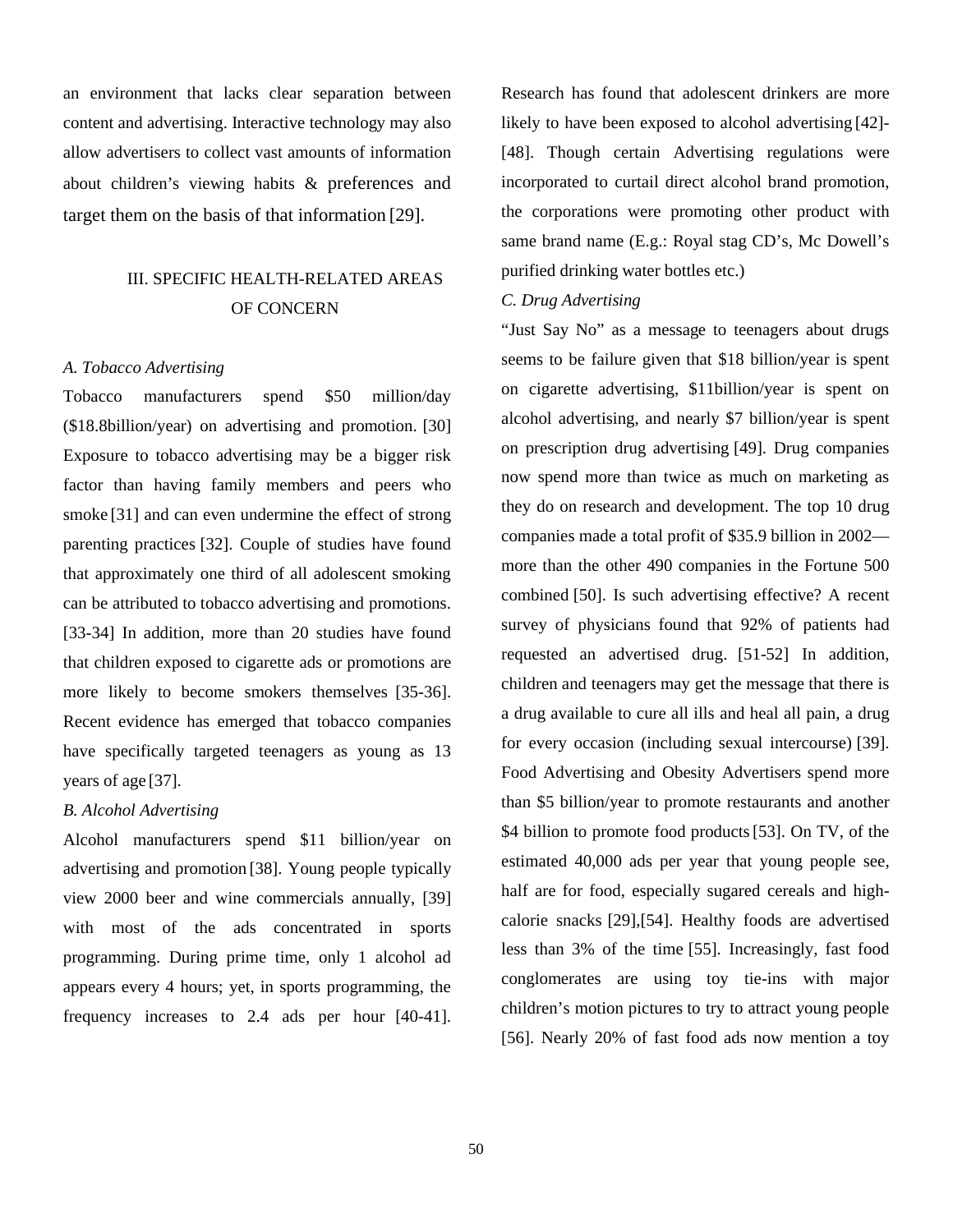an environment that lacks clear separation between content and advertising. Interactive technology may also allow advertisers to collect vast amounts of information about children's viewing habits & preferences and target them on the basis of that information [29].

## III. SPECIFIC HEALTH-RELATED AREAS OF CONCERN

### *A. Tobacco Advertising*

Tobacco manufacturers spend $50 million/day ($18.8billion/year) on advertising and promotion. [30] Exposure to tobacco advertising may be a bigger risk factor than having family members and peers who smoke [31] and can even undermine the effect of strong parenting practices [32]. Couple of studies have found that approximately one third of all adolescent smoking can be attributed to tobacco advertising and promotions. [33-34] In addition, more than 20 studies have found that children exposed to cigarette ads or promotions are more likely to become smokers themselves [35-36]. Recent evidence has emerged that tobacco companies have specifically targeted teenagers as young as 13 years of age [37].

### *B. Alcohol Advertising*

Alcohol manufacturers spend $11 billion/year on advertising and promotion [38]. Young people typically view 2000 beer and wine commercials annually, [39] with most of the ads concentrated in sports programming. During prime time, only 1 alcohol ad appears every 4 hours; yet, in sports programming, the frequency increases to 2.4 ads per hour [40-41]. Research has found that adolescent drinkers are more likely to have been exposed to alcohol advertising [42]-[48]. Though certain Advertising regulations were incorporated to curtail direct alcohol brand promotion, the corporations were promoting other product with same brand name (E.g.: Royal stag CD's, Mc Dowell's purified drinking water bottles etc.)

### *C. Drug Advertising*

"Just Say No" as a message to teenagers about drugs seems to be failure given that $18 billion/year is spent on cigarette advertising, $11billion/year is spent on alcohol advertising, and nearly $7 billion/year is spent on prescription drug advertising [49]. Drug companies now spend more than twice as much on marketing as they do on research and development. The top 10 drug companies made a total profit of $35.9 billion in 2002—more than the other 490 companies in the Fortune 500 combined [50]. Is such advertising effective? A recent survey of physicians found that 92% of patients had requested an advertised drug. [51-52] In addition, children and teenagers may get the message that there is a drug available to cure all ills and heal all pain, a drug for every occasion (including sexual intercourse) [39]. Food Advertising and Obesity Advertisers spend more than $5 billion/year to promote restaurants and another $4 billion to promote food products [53]. On TV, of the estimated 40,000 ads per year that young people see, half are for food, especially sugared cereals and high-calorie snacks [29],[54]. Healthy foods are advertised less than 3% of the time [55]. Increasingly, fast food conglomerates are using toy tie-ins with major children's motion pictures to try to attract young people [56]. Nearly 20% of fast food ads now mention a toy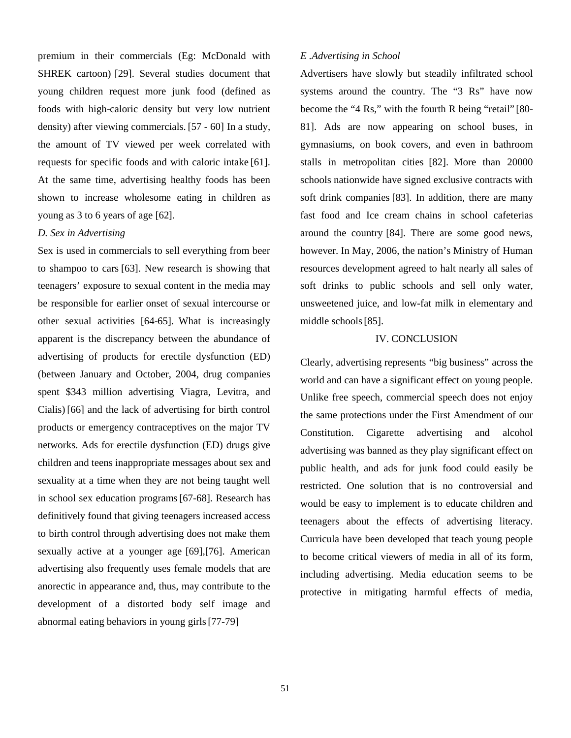premium in their commercials (Eg: McDonald with SHREK cartoon) [29]. Several studies document that young children request more junk food (defined as foods with high-caloric density but very low nutrient density) after viewing commercials. [57 - 60] In a study, the amount of TV viewed per week correlated with requests for specific foods and with caloric intake [61]. At the same time, advertising healthy foods has been shown to increase wholesome eating in children as young as 3 to 6 years of age [62].

*D. Sex in Advertising*

Sex is used in commercials to sell everything from beer to shampoo to cars [63]. New research is showing that teenagers' exposure to sexual content in the media may be responsible for earlier onset of sexual intercourse or other sexual activities [64-65]. What is increasingly apparent is the discrepancy between the abundance of advertising of products for erectile dysfunction (ED) (between January and October, 2004, drug companies spent $343 million advertising Viagra, Levitra, and Cialis) [66] and the lack of advertising for birth control products or emergency contraceptives on the major TV networks. Ads for erectile dysfunction (ED) drugs give children and teens inappropriate messages about sex and sexuality at a time when they are not being taught well in school sex education programs [67-68]. Research has definitively found that giving teenagers increased access to birth control through advertising does not make them sexually active at a younger age [69],[76]. American advertising also frequently uses female models that are anorectic in appearance and, thus, may contribute to the development of a distorted body self image and abnormal eating behaviors in young girls [77-79]

*E .Advertising in School*

Advertisers have slowly but steadily infiltrated school systems around the country. The "3 Rs" have now become the "4 Rs," with the fourth R being "retail" [80-81]. Ads are now appearing on school buses, in gymnasiums, on book covers, and even in bathroom stalls in metropolitan cities [82]. More than 20000 schools nationwide have signed exclusive contracts with soft drink companies [83]. In addition, there are many fast food and Ice cream chains in school cafeterias around the country [84]. There are some good news, however. In May, 2006, the nation's Ministry of Human resources development agreed to halt nearly all sales of soft drinks to public schools and sell only water, unsweetened juice, and low-fat milk in elementary and middle schools [85].

## IV. CONCLUSION

Clearly, advertising represents "big business" across the world and can have a significant effect on young people. Unlike free speech, commercial speech does not enjoy the same protections under the First Amendment of our Constitution. Cigarette advertising and alcohol advertising was banned as they play significant effect on public health, and ads for junk food could easily be restricted. One solution that is no controversial and would be easy to implement is to educate children and teenagers about the effects of advertising literacy. Curricula have been developed that teach young people to become critical viewers of media in all of its form, including advertising. Media education seems to be protective in mitigating harmful effects of media,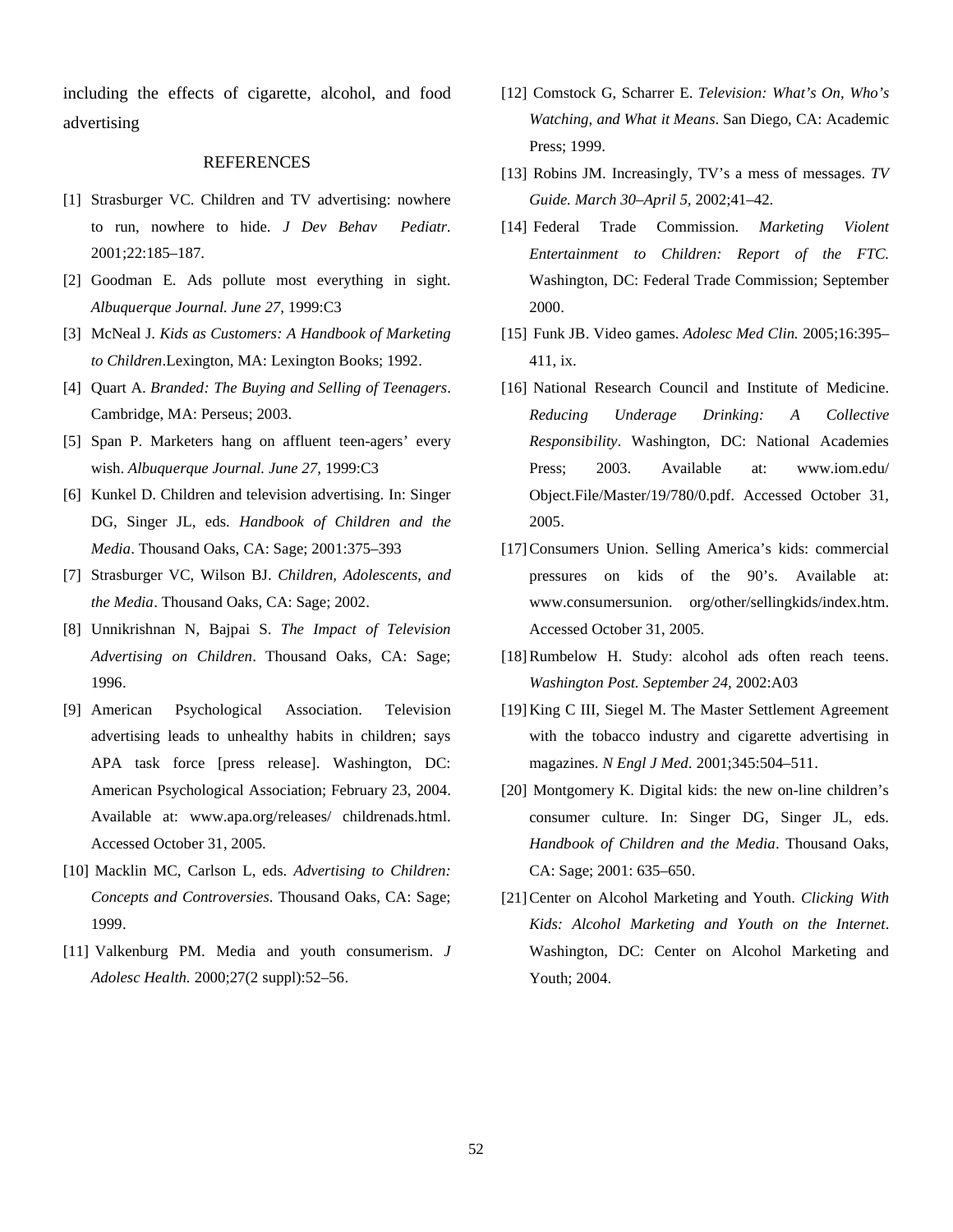including the effects of cigarette, alcohol, and food advertising

## REFERENCES

[1] Strasburger VC. Children and TV advertising: nowhere to run, nowhere to hide. *J Dev Behav Pediatr.* 2001;22:185–187.

[2] Goodman E. Ads pollute most everything in sight. *Albuquerque Journal. June 27,* 1999:C3

[3] McNeal J. *Kids as Customers: A Handbook of Marketing to Children*.Lexington, MA: Lexington Books; 1992.

[4] Quart A. *Branded: The Buying and Selling of Teenagers*. Cambridge, MA: Perseus; 2003.

[5] Span P. Marketers hang on affluent teen-agers' every wish. *Albuquerque Journal. June 27,* 1999:C3

[6] Kunkel D. Children and television advertising. In: Singer DG, Singer JL, eds. *Handbook of Children and the Media*. Thousand Oaks, CA: Sage; 2001:375–393

[7] Strasburger VC, Wilson BJ. *Children, Adolescents, and the Media*. Thousand Oaks, CA: Sage; 2002.

[8] Unnikrishnan N, Bajpai S. *The Impact of Television Advertising on Children*. Thousand Oaks, CA: Sage; 1996.

[9] American Psychological Association. Television advertising leads to unhealthy habits in children; says APA task force [press release]. Washington, DC: American Psychological Association; February 23, 2004. Available at: www.apa.org/releases/ childrenads.html. Accessed October 31, 2005.

[10] Macklin MC, Carlson L, eds. *Advertising to Children: Concepts and Controversies*. Thousand Oaks, CA: Sage; 1999.

[11] Valkenburg PM. Media and youth consumerism. *J Adolesc Health.* 2000;27(2 suppl):52–56.

[12] Comstock G, Scharrer E. *Television: What's On, Who's Watching, and What it Means*. San Diego, CA: Academic Press; 1999.

[13] Robins JM. Increasingly, TV's a mess of messages. *TV Guide. March 30–April 5,* 2002;41–42.

[14] Federal Trade Commission. *Marketing Violent Entertainment to Children: Report of the FTC.* Washington, DC: Federal Trade Commission; September 2000.

[15] Funk JB. Video games. *Adolesc Med Clin.* 2005;16:395–411, ix.

[16] National Research Council and Institute of Medicine. *Reducing Underage Drinking: A Collective Responsibility*. Washington, DC: National Academies Press; 2003. Available at: www.iom.edu/ Object.File/Master/19/780/0.pdf. Accessed October 31, 2005.

[17] Consumers Union. Selling America's kids: commercial pressures on kids of the 90's. Available at: www.consumersunion. org/other/sellingkids/index.htm. Accessed October 31, 2005.

[18] Rumbelow H. Study: alcohol ads often reach teens. *Washington Post. September 24,* 2002:A03

[19] King C III, Siegel M. The Master Settlement Agreement with the tobacco industry and cigarette advertising in magazines. *N Engl J Med*. 2001;345:504–511.

[20] Montgomery K. Digital kids: the new on-line children's consumer culture. In: Singer DG, Singer JL, eds. *Handbook of Children and the Media*. Thousand Oaks, CA: Sage; 2001: 635–650.

[21] Center on Alcohol Marketing and Youth. *Clicking With Kids: Alcohol Marketing and Youth on the Internet*. Washington, DC: Center on Alcohol Marketing and Youth; 2004.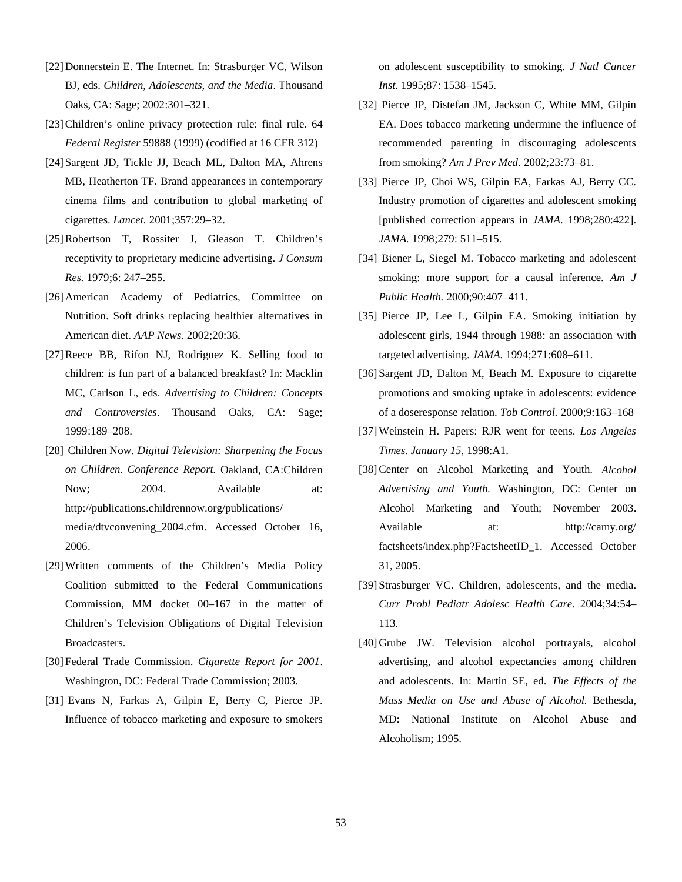[22] Donnerstein E. The Internet. In: Strasburger VC, Wilson BJ, eds. *Children, Adolescents, and the Media*. Thousand Oaks, CA: Sage; 2002:301–321.

[23] Children's online privacy protection rule: final rule. 64 *Federal Register* 59888 (1999) (codified at 16 CFR 312)

[24] Sargent JD, Tickle JJ, Beach ML, Dalton MA, Ahrens MB, Heatherton TF. Brand appearances in contemporary cinema films and contribution to global marketing of cigarettes. *Lancet.* 2001;357:29–32.

[25] Robertson T, Rossiter J, Gleason T. Children's receptivity to proprietary medicine advertising. *J Consum Res.* 1979;6: 247–255.

[26] American Academy of Pediatrics, Committee on Nutrition. Soft drinks replacing healthier alternatives in American diet. *AAP News.* 2002;20:36.

[27] Reece BB, Rifon NJ, Rodriguez K. Selling food to children: is fun part of a balanced breakfast? In: Macklin MC, Carlson L, eds. *Advertising to Children: Concepts and Controversies*. Thousand Oaks, CA: Sage; 1999:189–208.

[28] Children Now. *Digital Television: Sharpening the Focus on Children. Conference Report.* Oakland, CA:Children Now; 2004. Available at: http://publications.childrennow.org/publications/media/dtvconvening_2004.cfm. Accessed October 16, 2006.

[29] Written comments of the Children's Media Policy Coalition submitted to the Federal Communications Commission, MM docket 00–167 in the matter of Children's Television Obligations of Digital Television Broadcasters.

[30] Federal Trade Commission. *Cigarette Report for 2001*. Washington, DC: Federal Trade Commission; 2003.

[31] Evans N, Farkas A, Gilpin E, Berry C, Pierce JP. Influence of tobacco marketing and exposure to smokers on adolescent susceptibility to smoking. *J Natl Cancer Inst.* 1995;87: 1538–1545.

[32] Pierce JP, Distefan JM, Jackson C, White MM, Gilpin EA. Does tobacco marketing undermine the influence of recommended parenting in discouraging adolescents from smoking? *Am J Prev Med*. 2002;23:73–81.

[33] Pierce JP, Choi WS, Gilpin EA, Farkas AJ, Berry CC. Industry promotion of cigarettes and adolescent smoking [published correction appears in *JAMA.* 1998;280:422]. *JAMA.* 1998;279: 511–515.

[34] Biener L, Siegel M. Tobacco marketing and adolescent smoking: more support for a causal inference. *Am J Public Health.* 2000;90:407–411.

[35] Pierce JP, Lee L, Gilpin EA. Smoking initiation by adolescent girls, 1944 through 1988: an association with targeted advertising. *JAMA.* 1994;271:608–611.

[36] Sargent JD, Dalton M, Beach M. Exposure to cigarette promotions and smoking uptake in adolescents: evidence of a doseresponse relation. *Tob Control.* 2000;9:163–168

[37] Weinstein H. Papers: RJR went for teens. *Los Angeles Times. January 15,* 1998:A1.

[38] Center on Alcohol Marketing and Youth. *Alcohol Advertising and Youth.* Washington, DC: Center on Alcohol Marketing and Youth; November 2003. Available at: http://camy.org/factsheets/index.php?FactsheetID_1. Accessed October 31, 2005.

[39] Strasburger VC. Children, adolescents, and the media. *Curr Probl Pediatr Adolesc Health Care.* 2004;34:54–113.

[40] Grube JW. Television alcohol portrayals, alcohol advertising, and alcohol expectancies among children and adolescents. In: Martin SE, ed. *The Effects of the Mass Media on Use and Abuse of Alcohol.* Bethesda, MD: National Institute on Alcohol Abuse and Alcoholism; 1995.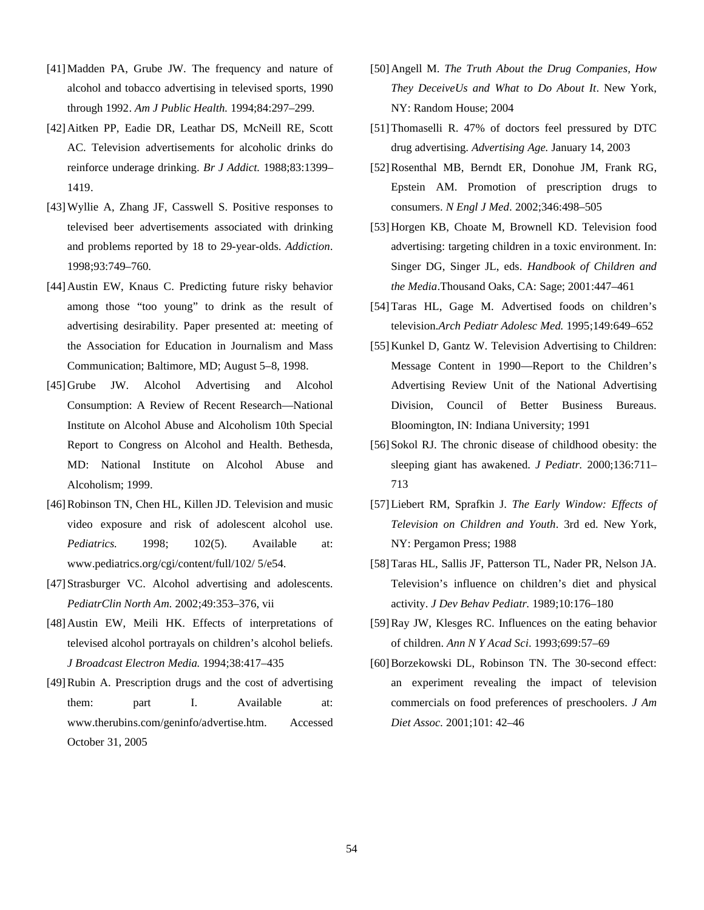[41] Madden PA, Grube JW. The frequency and nature of alcohol and tobacco advertising in televised sports, 1990 through 1992. *Am J Public Health.* 1994;84:297–299.

[42] Aitken PP, Eadie DR, Leathar DS, McNeill RE, Scott AC. Television advertisements for alcoholic drinks do reinforce underage drinking. *Br J Addict.* 1988;83:1399–1419.

[43] Wyllie A, Zhang JF, Casswell S. Positive responses to televised beer advertisements associated with drinking and problems reported by 18 to 29-year-olds. *Addiction*. 1998;93:749–760.

[44] Austin EW, Knaus C. Predicting future risky behavior among those "too young" to drink as the result of advertising desirability. Paper presented at: meeting of the Association for Education in Journalism and Mass Communication; Baltimore, MD; August 5–8, 1998.

[45] Grube JW. Alcohol Advertising and Alcohol Consumption: A Review of Recent Research—National Institute on Alcohol Abuse and Alcoholism 10th Special Report to Congress on Alcohol and Health. Bethesda, MD: National Institute on Alcohol Abuse and Alcoholism; 1999.

[46] Robinson TN, Chen HL, Killen JD. Television and music video exposure and risk of adolescent alcohol use. *Pediatrics.* 1998; 102(5). Available at: www.pediatrics.org/cgi/content/full/102/ 5/e54.

[47] Strasburger VC. Alcohol advertising and adolescents. *PediatrClin North Am.* 2002;49:353–376, vii

[48] Austin EW, Meili HK. Effects of interpretations of televised alcohol portrayals on children's alcohol beliefs. *J Broadcast Electron Media.* 1994;38:417–435

[49] Rubin A. Prescription drugs and the cost of advertising them: part I. Available at: www.therubins.com/geninfo/advertise.htm. Accessed October 31, 2005

[50] Angell M. *The Truth About the Drug Companies, How They DeceiveUs and What to Do About It*. New York, NY: Random House; 2004

[51] Thomaselli R. 47% of doctors feel pressured by DTC drug advertising. *Advertising Age.* January 14, 2003

[52] Rosenthal MB, Berndt ER, Donohue JM, Frank RG, Epstein AM. Promotion of prescription drugs to consumers. *N Engl J Med*. 2002;346:498–505

[53] Horgen KB, Choate M, Brownell KD. Television food advertising: targeting children in a toxic environment. In: Singer DG, Singer JL, eds. *Handbook of Children and the Media*.Thousand Oaks, CA: Sage; 2001:447–461

[54] Taras HL, Gage M. Advertised foods on children's television.*Arch Pediatr Adolesc Med.* 1995;149:649–652

[55] Kunkel D, Gantz W. Television Advertising to Children: Message Content in 1990—Report to the Children's Advertising Review Unit of the National Advertising Division, Council of Better Business Bureaus. Bloomington, IN: Indiana University; 1991

[56] Sokol RJ. The chronic disease of childhood obesity: the sleeping giant has awakened. *J Pediatr.* 2000;136:711–713

[57] Liebert RM, Sprafkin J. *The Early Window: Effects of Television on Children and Youth*. 3rd ed. New York, NY: Pergamon Press; 1988

[58] Taras HL, Sallis JF, Patterson TL, Nader PR, Nelson JA. Television's influence on children's diet and physical activity. *J Dev Behav Pediatr.* 1989;10:176–180

[59] Ray JW, Klesges RC. Influences on the eating behavior of children. *Ann N Y Acad Sci.* 1993;699:57–69

[60] Borzekowski DL, Robinson TN. The 30-second effect: an experiment revealing the impact of television commercials on food preferences of preschoolers. *J Am Diet Assoc.* 2001;101: 42–46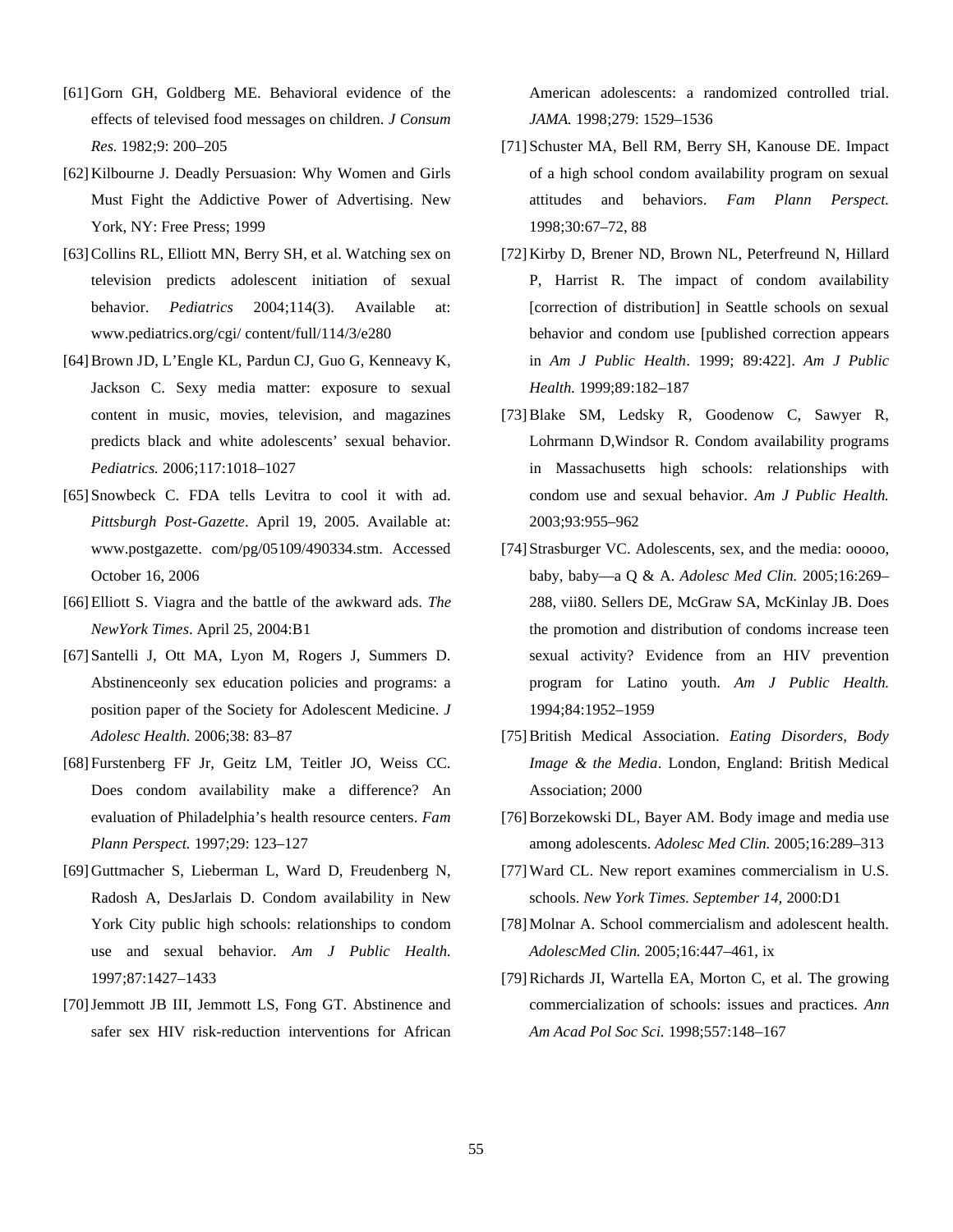[61] Gorn GH, Goldberg ME. Behavioral evidence of the effects of televised food messages on children. *J Consum Res.* 1982;9: 200–205

[62] Kilbourne J. Deadly Persuasion: Why Women and Girls Must Fight the Addictive Power of Advertising. New York, NY: Free Press; 1999

[63] Collins RL, Elliott MN, Berry SH, et al. Watching sex on television predicts adolescent initiation of sexual behavior. *Pediatrics* 2004;114(3). Available at: www.pediatrics.org/cgi/ content/full/114/3/e280

[64] Brown JD, L'Engle KL, Pardun CJ, Guo G, Kenneavy K, Jackson C. Sexy media matter: exposure to sexual content in music, movies, television, and magazines predicts black and white adolescents' sexual behavior. *Pediatrics.* 2006;117:1018–1027

[65] Snowbeck C. FDA tells Levitra to cool it with ad. *Pittsburgh Post-Gazette*. April 19, 2005. Available at: www.postgazette. com/pg/05109/490334.stm. Accessed October 16, 2006

[66] Elliott S. Viagra and the battle of the awkward ads. *The NewYork Times*. April 25, 2004:B1

[67] Santelli J, Ott MA, Lyon M, Rogers J, Summers D. Abstinenceonly sex education policies and programs: a position paper of the Society for Adolescent Medicine. *J Adolesc Health.* 2006;38: 83–87

[68] Furstenberg FF Jr, Geitz LM, Teitler JO, Weiss CC. Does condom availability make a difference? An evaluation of Philadelphia's health resource centers. *Fam Plann Perspect.* 1997;29: 123–127

[69] Guttmacher S, Lieberman L, Ward D, Freudenberg N, Radosh A, DesJarlais D. Condom availability in New York City public high schools: relationships to condom use and sexual behavior. *Am J Public Health.* 1997;87:1427–1433

[70] Jemmott JB III, Jemmott LS, Fong GT. Abstinence and safer sex HIV risk-reduction interventions for African American adolescents: a randomized controlled trial. *JAMA.* 1998;279: 1529–1536

[71] Schuster MA, Bell RM, Berry SH, Kanouse DE. Impact of a high school condom availability program on sexual attitudes and behaviors. *Fam Plann Perspect.* 1998;30:67–72, 88

[72] Kirby D, Brener ND, Brown NL, Peterfreund N, Hillard P, Harrist R. The impact of condom availability [correction of distribution] in Seattle schools on sexual behavior and condom use [published correction appears in *Am J Public Health*. 1999; 89:422]. *Am J Public Health.* 1999;89:182–187

[73] Blake SM, Ledsky R, Goodenow C, Sawyer R, Lohrmann D,Windsor R. Condom availability programs in Massachusetts high schools: relationships with condom use and sexual behavior. *Am J Public Health.* 2003;93:955–962

[74] Strasburger VC. Adolescents, sex, and the media: ooooo, baby, baby—a Q & A. *Adolesc Med Clin.* 2005;16:269–288, vii80. Sellers DE, McGraw SA, McKinlay JB. Does the promotion and distribution of condoms increase teen sexual activity? Evidence from an HIV prevention program for Latino youth. *Am J Public Health.* 1994;84:1952–1959

[75] British Medical Association. *Eating Disorders, Body Image & the Media*. London, England: British Medical Association; 2000

[76] Borzekowski DL, Bayer AM. Body image and media use among adolescents. *Adolesc Med Clin.* 2005;16:289–313

[77] Ward CL. New report examines commercialism in U.S. schools. *New York Times. September 14,* 2000:D1

[78] Molnar A. School commercialism and adolescent health. *AdolescMed Clin.* 2005;16:447–461, ix

[79] Richards JI, Wartella EA, Morton C, et al. The growing commercialization of schools: issues and practices. *Ann Am Acad Pol Soc Sci.* 1998;557:148–167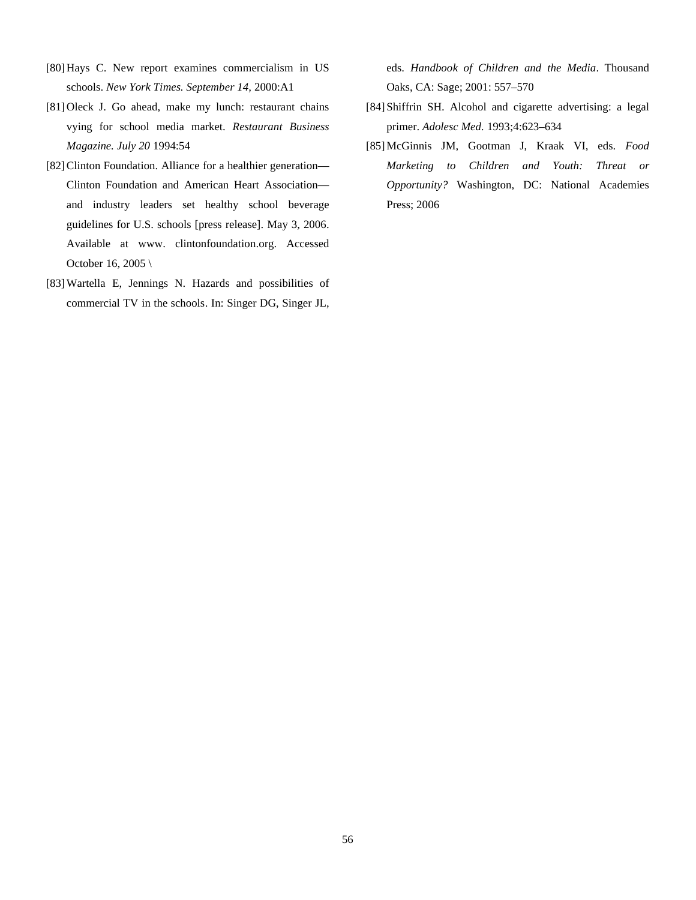[80] Hays C. New report examines commercialism in US schools. *New York Times. September 14,* 2000:A1

[81] Oleck J. Go ahead, make my lunch: restaurant chains vying for school media market. *Restaurant Business Magazine. July 20* 1994:54

[82] Clinton Foundation. Alliance for a healthier generation—Clinton Foundation and American Heart Association—and industry leaders set healthy school beverage guidelines for U.S. schools [press release]. May 3, 2006. Available at www. clintonfoundation.org. Accessed October 16, 2005 \

[83] Wartella E, Jennings N. Hazards and possibilities of commercial TV in the schools. In: Singer DG, Singer JL, eds. *Handbook of Children and the Media*. Thousand Oaks, CA: Sage; 2001: 557–570

[84] Shiffrin SH. Alcohol and cigarette advertising: a legal primer. *Adolesc Med.* 1993;4:623–634

[85] McGinnis JM, Gootman J, Kraak VI, eds. *Food Marketing to Children and Youth: Threat or Opportunity?* Washington, DC: National Academies Press; 2006